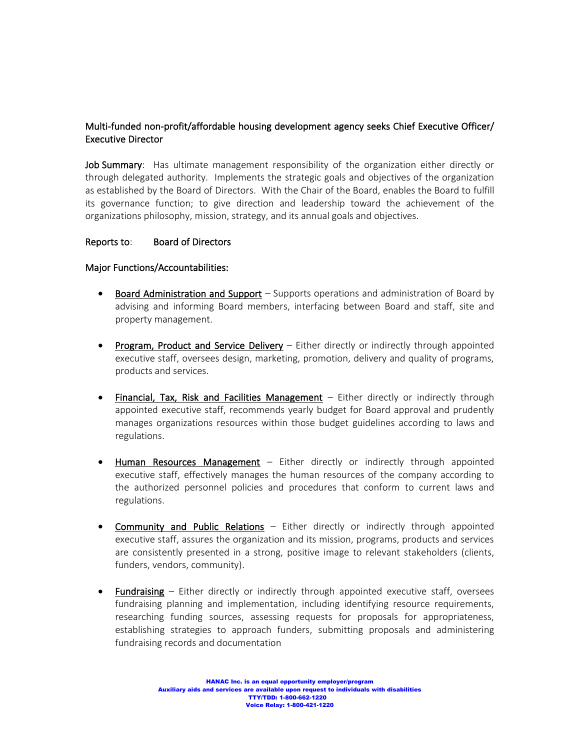Multi-funded non-profit/affordable housing development agency seeks Chief Executive Officer/ Executive Director

**Job Summary**: Has ultimate management responsibility of the organization either directly or through delegated authority. Implements the strategic goals and objectives of the organization as established by the Board of Directors. With the Chair of the Board, enables the Board to fulfill its governance function; to give direction and leadership toward the achievement of the organizations philosophy, mission, strategy, and its annual goals and objectives.

**Reports to**: Board of Directors

**Major Functions/Accountabilities:**

- Board Administration and Support – Supports operations and administration of Board by advising and informing Board members, interfacing between Board and staff, site and property management.

- Program, Product and Service Delivery – Either directly or indirectly through appointed executive staff, oversees design, marketing, promotion, delivery and quality of programs, products and services.

- Financial, Tax, Risk and Facilities Management – Either directly or indirectly through appointed executive staff, recommends yearly budget for Board approval and prudently manages organizations resources within those budget guidelines according to laws and regulations.

- Human Resources Management – Either directly or indirectly through appointed executive staff, effectively manages the human resources of the company according to the authorized personnel policies and procedures that conform to current laws and regulations.

- Community and Public Relations – Either directly or indirectly through appointed executive staff, assures the organization and its mission, programs, products and services are consistently presented in a strong, positive image to relevant stakeholders (clients, funders, vendors, community).

- Fundraising – Either directly or indirectly through appointed executive staff, oversees fundraising planning and implementation, including identifying resource requirements, researching funding sources, assessing requests for proposals for appropriateness, establishing strategies to approach funders, submitting proposals and administering fundraising records and documentation

HANAC Inc. is an equal opportunity employer/program
Auxiliary aids and services are available upon request to individuals with disabilities
TTY/TDD: 1-800-662-1220
Voice Relay: 1-800-421-1220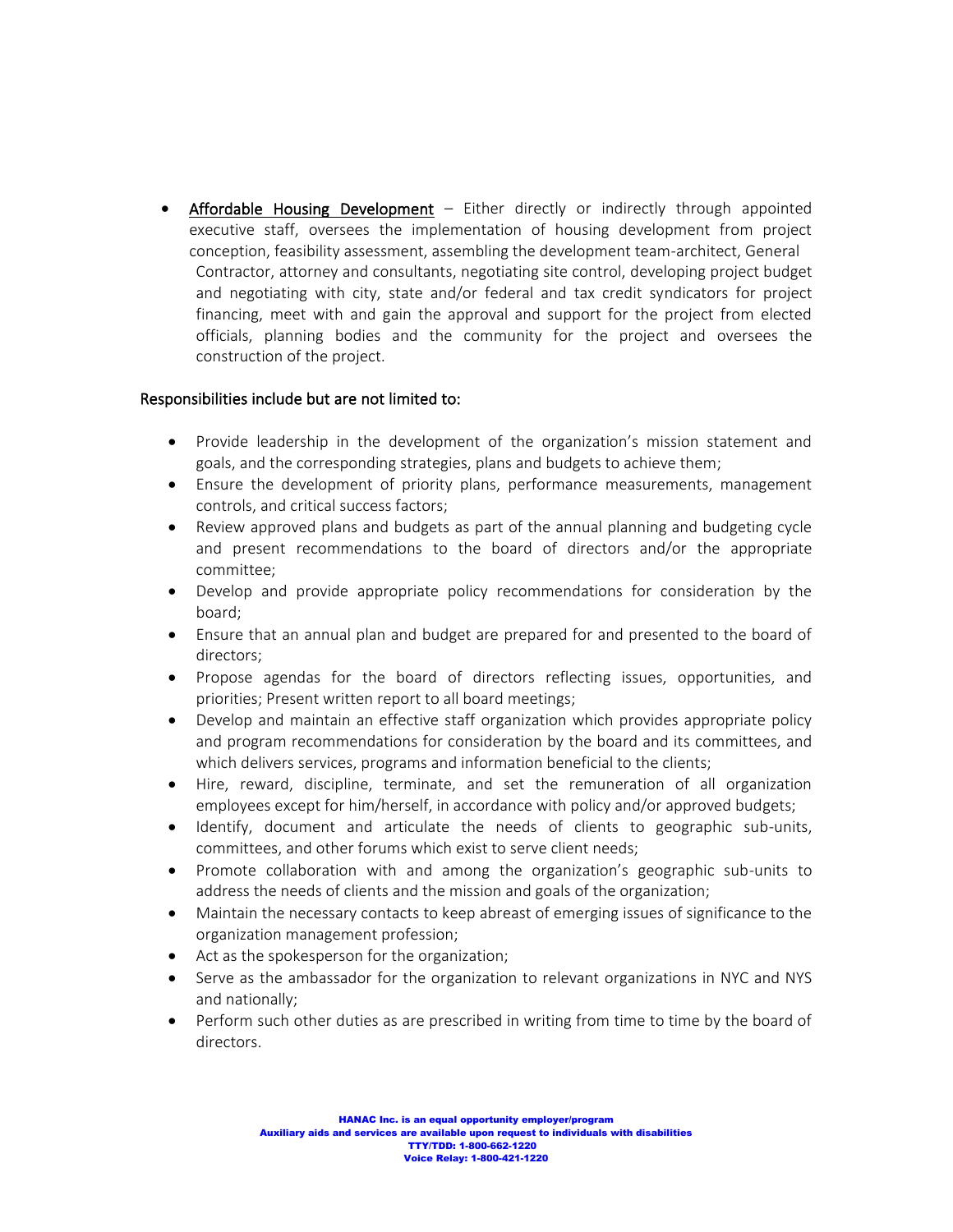- Affordable Housing Development – Either directly or indirectly through appointed executive staff, oversees the implementation of housing development from project conception, feasibility assessment, assembling the development team-architect, General Contractor, attorney and consultants, negotiating site control, developing project budget and negotiating with city, state and/or federal and tax credit syndicators for project financing, meet with and gain the approval and support for the project from elected officials, planning bodies and the community for the project and oversees the construction of the project.

Responsibilities include but are not limited to:

- Provide leadership in the development of the organization's mission statement and goals, and the corresponding strategies, plans and budgets to achieve them;
- Ensure the development of priority plans, performance measurements, management controls, and critical success factors;
- Review approved plans and budgets as part of the annual planning and budgeting cycle and present recommendations to the board of directors and/or the appropriate committee;
- Develop and provide appropriate policy recommendations for consideration by the board;
- Ensure that an annual plan and budget are prepared for and presented to the board of directors;
- Propose agendas for the board of directors reflecting issues, opportunities, and priorities; Present written report to all board meetings;
- Develop and maintain an effective staff organization which provides appropriate policy and program recommendations for consideration by the board and its committees, and which delivers services, programs and information beneficial to the clients;
- Hire, reward, discipline, terminate, and set the remuneration of all organization employees except for him/herself, in accordance with policy and/or approved budgets;
- Identify, document and articulate the needs of clients to geographic sub-units, committees, and other forums which exist to serve client needs;
- Promote collaboration with and among the organization's geographic sub-units to address the needs of clients and the mission and goals of the organization;
- Maintain the necessary contacts to keep abreast of emerging issues of significance to the organization management profession;
- Act as the spokesperson for the organization;
- Serve as the ambassador for the organization to relevant organizations in NYC and NYS and nationally;
- Perform such other duties as are prescribed in writing from time to time by the board of directors.

**HANAC Inc. is an equal opportunity employer/program**
**Auxiliary aids and services are available upon request to individuals with disabilities**
**TTY/TDD: 1-800-662-1220**
**Voice Relay: 1-800-421-1220**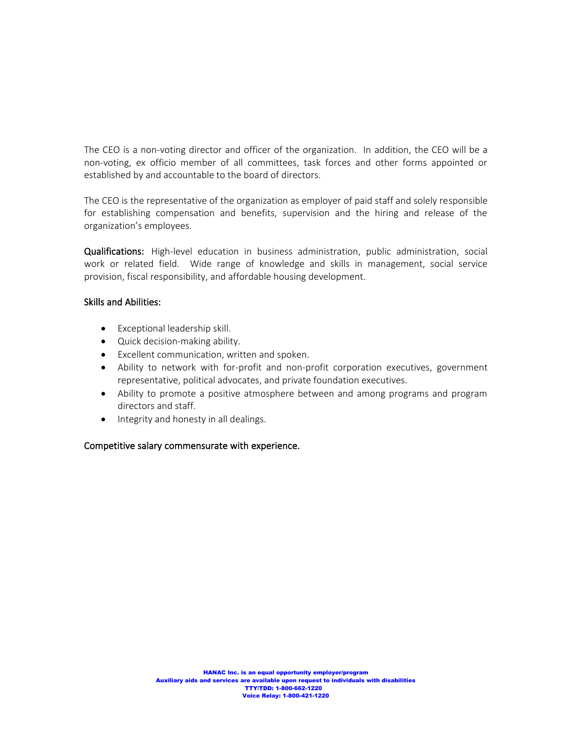The CEO is a non-voting director and officer of the organization. In addition, the CEO will be a non-voting, ex officio member of all committees, task forces and other forms appointed or established by and accountable to the board of directors.

The CEO is the representative of the organization as employer of paid staff and solely responsible for establishing compensation and benefits, supervision and the hiring and release of the organization's employees.

**Qualifications:** High-level education in business administration, public administration, social work or related field. Wide range of knowledge and skills in management, social service provision, fiscal responsibility, and affordable housing development.

Skills and Abilities:

- Exceptional leadership skill.
- Quick decision-making ability.
- Excellent communication, written and spoken.
- Ability to network with for-profit and non-profit corporation executives, government representative, political advocates, and private foundation executives.
- Ability to promote a positive atmosphere between and among programs and program directors and staff.
- Integrity and honesty in all dealings.

Competitive salary commensurate with experience.

**HANAC Inc. is an equal opportunity employer/program**
**Auxiliary aids and services are available upon request to individuals with disabilities**
**TTY/TDD: 1-800-662-1220**
**Voice Relay: 1-800-421-1220**